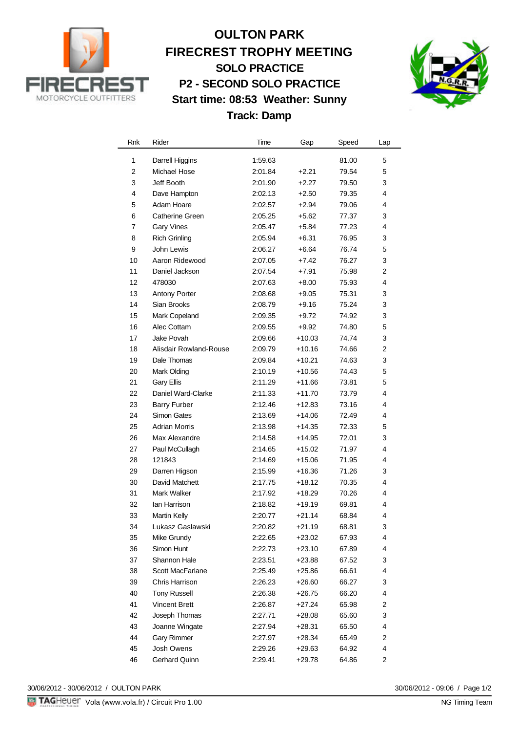# OULTON PARK
## FIRECREST TROPHY MEETING
### SOLO PRACTICE
### P2 - SECOND SOLO PRACTICE
### Start time: 08:53 Weather: Sunny
### Track: Damp

| Rnk | Rider | Time | Gap | Speed | Lap |
|---|---|---|---|---|---|
| 1 | Darrell Higgins | 1:59.63 | | 81.00 | 5 |
| 2 | Michael Hose | 2:01.84 | +2.21 | 79.54 | 5 |
| 3 | Jeff Booth | 2:01.90 | +2.27 | 79.50 | 3 |
| 4 | Dave Hampton | 2:02.13 | +2.50 | 79.35 | 4 |
| 5 | Adam Hoare | 2:02.57 | +2.94 | 79.06 | 4 |
| 6 | Catherine Green | 2:05.25 | +5.62 | 77.37 | 3 |
| 7 | Gary Vines | 2:05.47 | +5.84 | 77.23 | 4 |
| 8 | Rich Grinling | 2:05.94 | +6.31 | 76.95 | 3 |
| 9 | John Lewis | 2:06.27 | +6.64 | 76.74 | 5 |
| 10 | Aaron Ridewood | 2:07.05 | +7.42 | 76.27 | 3 |
| 11 | Daniel Jackson | 2:07.54 | +7.91 | 75.98 | 2 |
| 12 | 478030 | 2:07.63 | +8.00 | 75.93 | 4 |
| 13 | Antony Porter | 2:08.68 | +9.05 | 75.31 | 3 |
| 14 | Sian Brooks | 2:08.79 | +9.16 | 75.24 | 3 |
| 15 | Mark Copeland | 2:09.35 | +9.72 | 74.92 | 3 |
| 16 | Alec Cottam | 2:09.55 | +9.92 | 74.80 | 5 |
| 17 | Jake Povah | 2:09.66 | +10.03 | 74.74 | 3 |
| 18 | Alisdair Rowland-Rouse | 2:09.79 | +10.16 | 74.66 | 2 |
| 19 | Dale Thomas | 2:09.84 | +10.21 | 74.63 | 3 |
| 20 | Mark Olding | 2:10.19 | +10.56 | 74.43 | 5 |
| 21 | Gary Ellis | 2:11.29 | +11.66 | 73.81 | 5 |
| 22 | Daniel Ward-Clarke | 2:11.33 | +11.70 | 73.79 | 4 |
| 23 | Barry Furber | 2:12.46 | +12.83 | 73.16 | 4 |
| 24 | Simon Gates | 2:13.69 | +14.06 | 72.49 | 4 |
| 25 | Adrian Morris | 2:13.98 | +14.35 | 72.33 | 5 |
| 26 | Max Alexandre | 2:14.58 | +14.95 | 72.01 | 3 |
| 27 | Paul McCullagh | 2:14.65 | +15.02 | 71.97 | 4 |
| 28 | 121843 | 2:14.69 | +15.06 | 71.95 | 4 |
| 29 | Darren Higson | 2:15.99 | +16.36 | 71.26 | 3 |
| 30 | David Matchett | 2:17.75 | +18.12 | 70.35 | 4 |
| 31 | Mark Walker | 2:17.92 | +18.29 | 70.26 | 4 |
| 32 | Ian Harrison | 2:18.82 | +19.19 | 69.81 | 4 |
| 33 | Martin Kelly | 2:20.77 | +21.14 | 68.84 | 4 |
| 34 | Lukasz Gaslawski | 2:20.82 | +21.19 | 68.81 | 3 |
| 35 | Mike Grundy | 2:22.65 | +23.02 | 67.93 | 4 |
| 36 | Simon Hunt | 2:22.73 | +23.10 | 67.89 | 4 |
| 37 | Shannon Hale | 2:23.51 | +23.88 | 67.52 | 3 |
| 38 | Scott MacFarlane | 2:25.49 | +25.86 | 66.61 | 4 |
| 39 | Chris Harrison | 2:26.23 | +26.60 | 66.27 | 3 |
| 40 | Tony Russell | 2:26.38 | +26.75 | 66.20 | 4 |
| 41 | Vincent Brett | 2:26.87 | +27.24 | 65.98 | 2 |
| 42 | Joseph Thomas | 2:27.71 | +28.08 | 65.60 | 3 |
| 43 | Joanne Wingate | 2:27.94 | +28.31 | 65.50 | 4 |
| 44 | Gary Rimmer | 2:27.97 | +28.34 | 65.49 | 2 |
| 45 | Josh Owens | 2:29.26 | +29.63 | 64.92 | 4 |
| 46 | Gerhard Quinn | 2:29.41 | +29.78 | 64.86 | 2 |

30/06/2012 - 30/06/2012 / OULTON PARK

30/06/2012 - 09:06

Vola (www.vola.fr) / Circuit Pro 1.00

NG Timing Team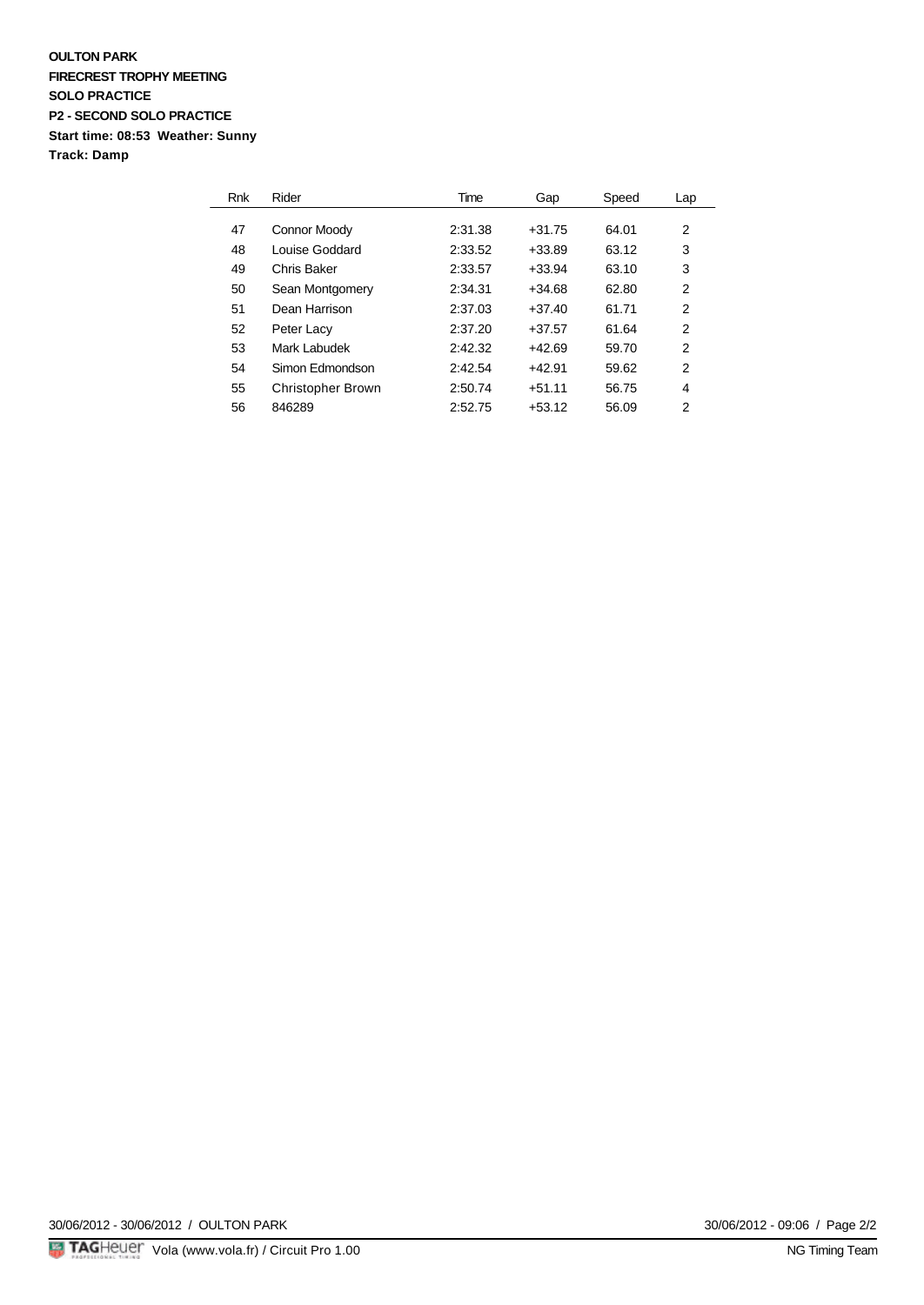**OULTON PARK**
**FIRECREST TROPHY MEETING**
**SOLO PRACTICE**
**P2 - SECOND SOLO PRACTICE**
**Start time: 08:53 Weather: Sunny**
**Track: Damp**

| Rnk | Rider | Time | Gap | Speed | Lap |
|---|---|---|---|---|---|
| 47 | Connor Moody | 2:31.38 | +31.75 | 64.01 | 2 |
| 48 | Louise Goddard | 2:33.52 | +33.89 | 63.12 | 3 |
| 49 | Chris Baker | 2:33.57 | +33.94 | 63.10 | 3 |
| 50 | Sean Montgomery | 2:34.31 | +34.68 | 62.80 | 2 |
| 51 | Dean Harrison | 2:37.03 | +37.40 | 61.71 | 2 |
| 52 | Peter Lacy | 2:37.20 | +37.57 | 61.64 | 2 |
| 53 | Mark Labudek | 2:42.32 | +42.69 | 59.70 | 2 |
| 54 | Simon Edmondson | 2:42.54 | +42.91 | 59.62 | 2 |
| 55 | Christopher Brown | 2:50.74 | +51.11 | 56.75 | 4 |
| 56 | 846289 | 2:52.75 | +53.12 | 56.09 | 2 |

30/06/2012 - 30/06/2012 / OULTON PARK — 30/06/2012 - 09:06

TAGHeuer Vola (www.vola.fr) / Circuit Pro 1.00 — NG Timing Team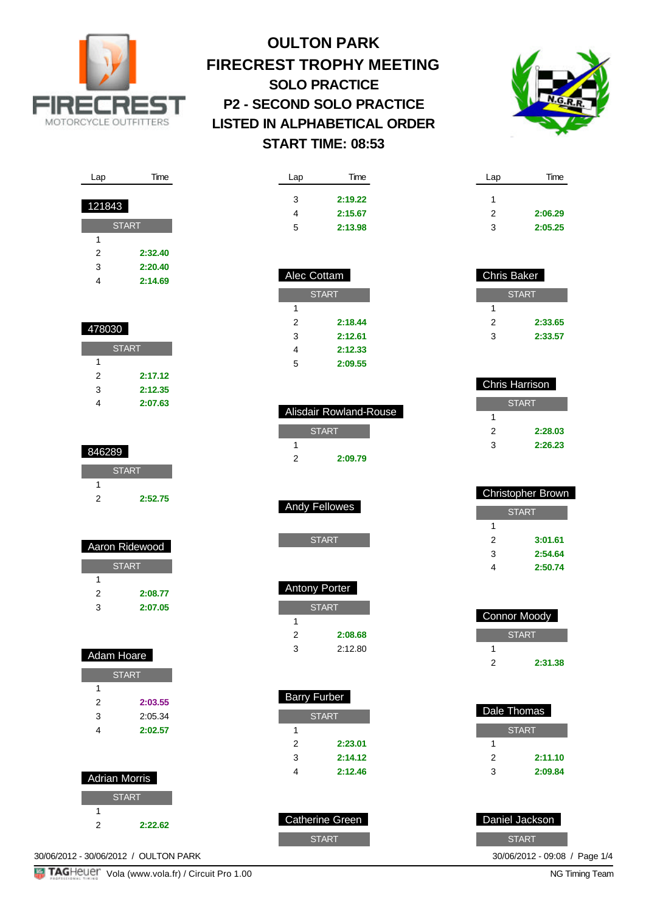# OULTON PARK

## FIRECREST TROPHY MEETING

## SOLO PRACTICE

## P2 - SECOND SOLO PRACTICE

## LISTED IN ALPHABETICAL ORDER

## START TIME: 08:53

### 121843

| Lap | Time |
|---|---|
| START | |
| 1 | |
| 2 | **2:32.40** |
| 3 | **2:20.40** |
| 4 | **2:14.69** |

### 478030

| Lap | Time |
|---|---|
| START | |
| 1 | |
| 2 | **2:17.12** |
| 3 | **2:12.35** |
| 4 | **2:07.63** |

### 846289

| Lap | Time |
|---|---|
| START | |
| 1 | |
| 2 | **2:52.75** |

### Aaron Ridewood

| Lap | Time |
|---|---|
| START | |
| 1 | |
| 2 | **2:08.77** |
| 3 | **2:07.05** |

### Adam Hoare

| Lap | Time |
|---|---|
| START | |
| 1 | |
| 2 | **2:03.55** |
| 3 | 2:05.34 |
| 4 | **2:02.57** |

### Adrian Morris

| Lap | Time |
|---|---|
| START | |
| 1 | |
| 2 | **2:22.62** |
| 3 | **2:19.22** |
| 4 | **2:15.67** |
| 5 | **2:13.98** |

### Alec Cottam

| Lap | Time |
|---|---|
| START | |
| 1 | |
| 2 | **2:18.44** |
| 3 | **2:12.61** |
| 4 | **2:12.33** |
| 5 | **2:09.55** |

### Alisdair Rowland-Rouse

| Lap | Time |
|---|---|
| START | |
| 1 | |
| 2 | **2:09.79** |

### Andy Fellowes

| Lap | Time |
|---|---|
| START | |

### Antony Porter

| Lap | Time |
|---|---|
| START | |
| 1 | |
| 2 | **2:08.68** |
| 3 | 2:12.80 |

### Barry Furber

| Lap | Time |
|---|---|
| START | |
| 1 | |
| 2 | **2:23.01** |
| 3 | **2:14.12** |
| 4 | **2:12.46** |

### Catherine Green

| Lap | Time |
|---|---|
| START | |
| 1 | |
| 2 | **2:06.29** |
| 3 | **2:05.25** |

### Chris Baker

| Lap | Time |
|---|---|
| START | |
| 1 | |
| 2 | **2:33.65** |
| 3 | **2:33.57** |

### Chris Harrison

| Lap | Time |
|---|---|
| START | |
| 1 | |
| 2 | **2:28.03** |
| 3 | **2:26.23** |

### Christopher Brown

| Lap | Time |
|---|---|
| START | |
| 1 | |
| 2 | **3:01.61** |
| 3 | **2:54.64** |
| 4 | **2:50.74** |

### Connor Moody

| Lap | Time |
|---|---|
| START | |
| 1 | |
| 2 | **2:31.38** |

### Dale Thomas

| Lap | Time |
|---|---|
| START | |
| 1 | |
| 2 | **2:11.10** |
| 3 | **2:09.84** |

### Daniel Jackson

| Lap | Time |
|---|---|
| START | |

30/06/2012 - 30/06/2012 / OULTON PARK

30/06/2012 - 09:08

Vola (www.vola.fr) / Circuit Pro 1.00

NG Timing Team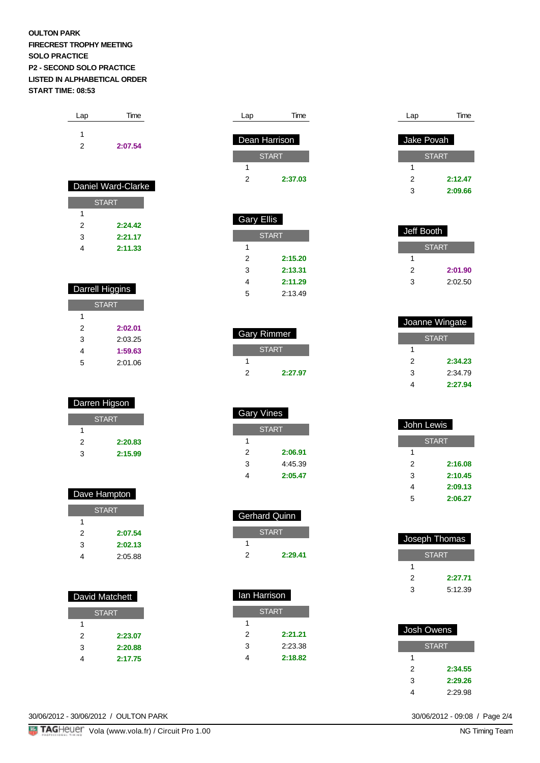**OULTON PARK**
**FIRECREST TROPHY MEETING**
**SOLO PRACTICE**
**P2 - SECOND SOLO PRACTICE**
**LISTED IN ALPHABETICAL ORDER**
**START TIME: 08:53**

| Lap | Time |
|---|---|
| 1 | |
| 2 | **2:07.54** |

### Daniel Ward-Clarke

| Lap | Time |
|---|---|
| START | |
| 1 | |
| 2 | **2:24.42** |
| 3 | **2:21.17** |
| 4 | **2:11.33** |

### Darrell Higgins

| Lap | Time |
|---|---|
| START | |
| 1 | |
| 2 | **2:02.01** |
| 3 | 2:03.25 |
| 4 | **1:59.63** |
| 5 | 2:01.06 |

### Darren Higson

| Lap | Time |
|---|---|
| START | |
| 1 | |
| 2 | **2:20.83** |
| 3 | **2:15.99** |

### Dave Hampton

| Lap | Time |
|---|---|
| START | |
| 1 | |
| 2 | **2:07.54** |
| 3 | **2:02.13** |
| 4 | 2:05.88 |

### David Matchett

| Lap | Time |
|---|---|
| START | |
| 1 | |
| 2 | **2:23.07** |
| 3 | **2:20.88** |
| 4 | **2:17.75** |

### Dean Harrison

| Lap | Time |
|---|---|
| START | |
| 1 | |
| 2 | **2:37.03** |

### Gary Ellis

| Lap | Time |
|---|---|
| START | |
| 1 | |
| 2 | **2:15.20** |
| 3 | **2:13.31** |
| 4 | **2:11.29** |
| 5 | 2:13.49 |

### Gary Rimmer

| Lap | Time |
|---|---|
| START | |
| 1 | |
| 2 | **2:27.97** |

### Gary Vines

| Lap | Time |
|---|---|
| START | |
| 1 | |
| 2 | **2:06.91** |
| 3 | 4:45.39 |
| 4 | **2:05.47** |

### Gerhard Quinn

| Lap | Time |
|---|---|
| START | |
| 1 | |
| 2 | **2:29.41** |

### Ian Harrison

| Lap | Time |
|---|---|
| START | |
| 1 | |
| 2 | **2:21.21** |
| 3 | 2:23.38 |
| 4 | **2:18.82** |

### Jake Povah

| Lap | Time |
|---|---|
| START | |
| 1 | |
| 2 | **2:12.47** |
| 3 | **2:09.66** |

### Jeff Booth

| Lap | Time |
|---|---|
| START | |
| 1 | |
| 2 | **2:01.90** |
| 3 | 2:02.50 |

### Joanne Wingate

| Lap | Time |
|---|---|
| START | |
| 1 | |
| 2 | **2:34.23** |
| 3 | 2:34.79 |
| 4 | **2:27.94** |

### John Lewis

| Lap | Time |
|---|---|
| START | |
| 1 | |
| 2 | **2:16.08** |
| 3 | **2:10.45** |
| 4 | **2:09.13** |
| 5 | **2:06.27** |

### Joseph Thomas

| Lap | Time |
|---|---|
| START | |
| 1 | |
| 2 | **2:27.71** |
| 3 | 5:12.39 |

### Josh Owens

| Lap | Time |
|---|---|
| START | |
| 1 | |
| 2 | **2:34.55** |
| 3 | **2:29.26** |
| 4 | 2:29.98 |

30/06/2012 - 30/06/2012 / OULTON PARK 30/06/2012 - 09:08

Vola (www.vola.fr) / Circuit Pro 1.00 NG Timing Team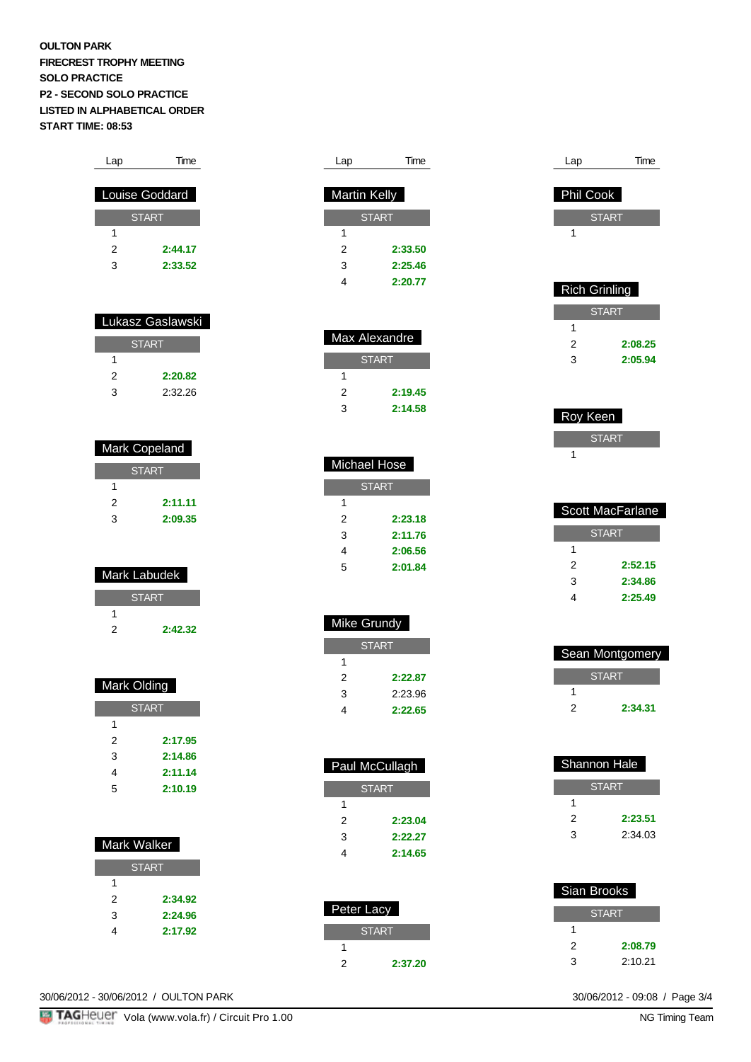**OULTON PARK**
**FIRECREST TROPHY MEETING**
**SOLO PRACTICE**
**P2 - SECOND SOLO PRACTICE**
**LISTED IN ALPHABETICAL ORDER**
**START TIME: 08:53**

### Louise Goddard

| Lap | Time |
|---|---|
| START | |
| 1 | |
| 2 | **2:44.17** |
| 3 | **2:33.52** |

### Lukasz Gaslawski

| Lap | Time |
|---|---|
| START | |
| 1 | |
| 2 | **2:20.82** |
| 3 | 2:32.26 |

### Mark Copeland

| Lap | Time |
|---|---|
| START | |
| 1 | |
| 2 | **2:11.11** |
| 3 | **2:09.35** |

### Mark Labudek

| Lap | Time |
|---|---|
| START | |
| 1 | |
| 2 | **2:42.32** |

### Mark Olding

| Lap | Time |
|---|---|
| START | |
| 1 | |
| 2 | **2:17.95** |
| 3 | **2:14.86** |
| 4 | **2:11.14** |
| 5 | **2:10.19** |

### Mark Walker

| Lap | Time |
|---|---|
| START | |
| 1 | |
| 2 | **2:34.92** |
| 3 | **2:24.96** |
| 4 | **2:17.92** |

### Martin Kelly

| Lap | Time |
|---|---|
| START | |
| 1 | |
| 2 | **2:33.50** |
| 3 | **2:25.46** |
| 4 | **2:20.77** |

### Max Alexandre

| Lap | Time |
|---|---|
| START | |
| 1 | |
| 2 | **2:19.45** |
| 3 | **2:14.58** |

### Michael Hose

| Lap | Time |
|---|---|
| START | |
| 1 | |
| 2 | **2:23.18** |
| 3 | **2:11.76** |
| 4 | **2:06.56** |
| 5 | **2:01.84** |

### Mike Grundy

| Lap | Time |
|---|---|
| START | |
| 1 | |
| 2 | **2:22.87** |
| 3 | 2:23.96 |
| 4 | **2:22.65** |

### Paul McCullagh

| Lap | Time |
|---|---|
| START | |
| 1 | |
| 2 | **2:23.04** |
| 3 | **2:22.27** |
| 4 | **2:14.65** |

### Peter Lacy

| Lap | Time |
|---|---|
| START | |
| 1 | |
| 2 | **2:37.20** |

### Phil Cook

| Lap | Time |
|---|---|
| START | |
| 1 | |

### Rich Grinling

| Lap | Time |
|---|---|
| START | |
| 1 | |
| 2 | **2:08.25** |
| 3 | **2:05.94** |

### Roy Keen

| Lap | Time |
|---|---|
| START | |
| 1 | |

### Scott MacFarlane

| Lap | Time |
|---|---|
| START | |
| 1 | |
| 2 | **2:52.15** |
| 3 | **2:34.86** |
| 4 | **2:25.49** |

### Sean Montgomery

| Lap | Time |
|---|---|
| START | |
| 1 | |
| 2 | **2:34.31** |

### Shannon Hale

| Lap | Time |
|---|---|
| START | |
| 1 | |
| 2 | **2:23.51** |
| 3 | 2:34.03 |

### Sian Brooks

| Lap | Time |
|---|---|
| START | |
| 1 | |
| 2 | **2:08.79** |
| 3 | 2:10.21 |

30/06/2012 - 30/06/2012 / OULTON PARK

30/06/2012 - 09:08

TAGHeuer Vola (www.vola.fr) / Circuit Pro 1.00

NG Timing Team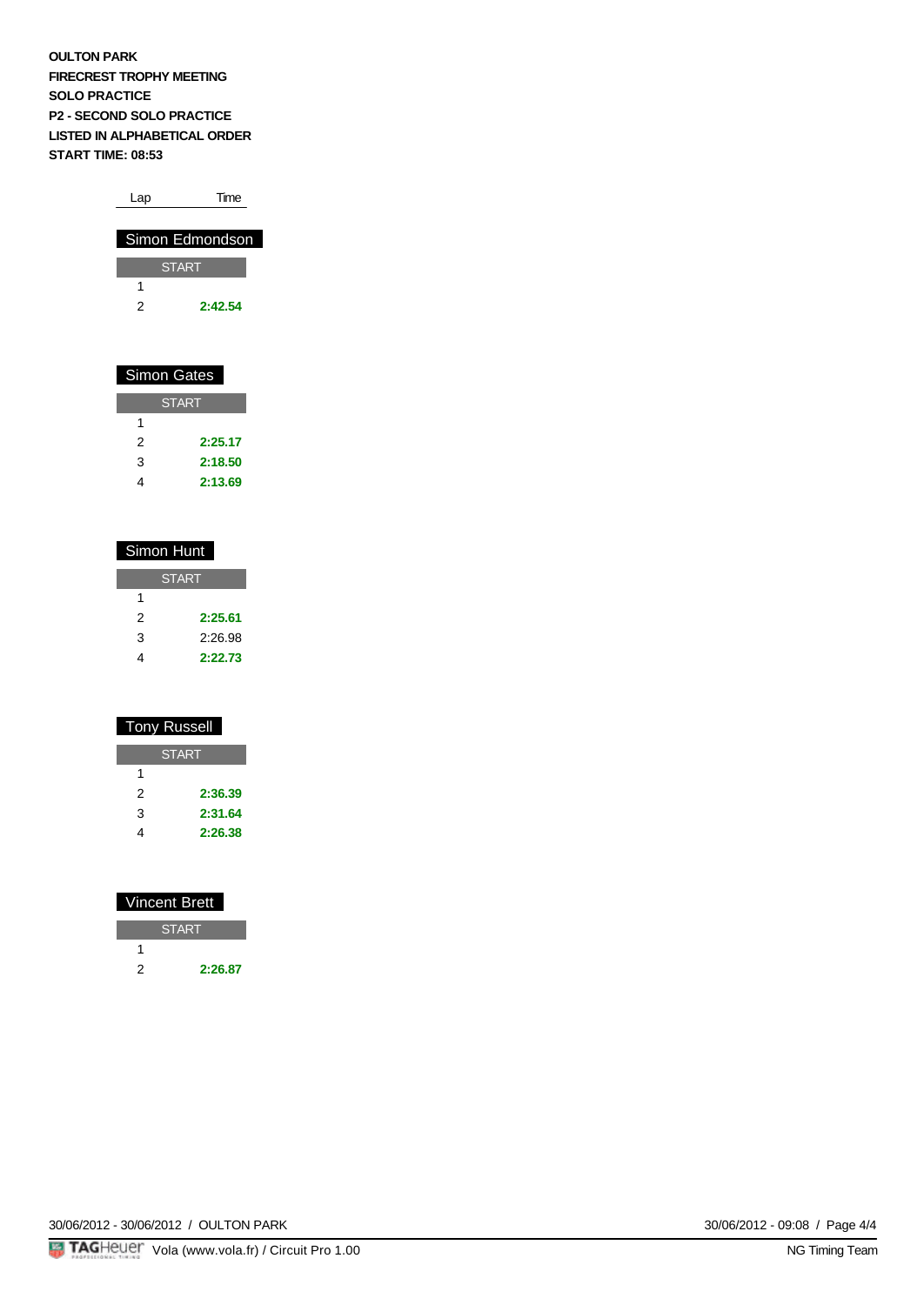**OULTON PARK**
**FIRECREST TROPHY MEETING**
**SOLO PRACTICE**
**P2 - SECOND SOLO PRACTICE**
**LISTED IN ALPHABETICAL ORDER**
**START TIME: 08:53**

## Simon Edmondson

| Lap | Time |
|---|---|
| START | |
| 1 | |
| 2 | **2:42.54** |

## Simon Gates

| Lap | Time |
|---|---|
| START | |
| 1 | |
| 2 | **2:25.17** |
| 3 | **2:18.50** |
| 4 | **2:13.69** |

## Simon Hunt

| Lap | Time |
|---|---|
| START | |
| 1 | |
| 2 | **2:25.61** |
| 3 | 2:26.98 |
| 4 | **2:22.73** |

## Tony Russell

| Lap | Time |
|---|---|
| START | |
| 1 | |
| 2 | **2:36.39** |
| 3 | **2:31.64** |
| 4 | **2:26.38** |

## Vincent Brett

| Lap | Time |
|---|---|
| START | |
| 1 | |
| 2 | **2:26.87** |

30/06/2012 - 30/06/2012 / OULTON PARK 30/06/2012 - 09:08

Vola (www.vola.fr) / Circuit Pro 1.00 NG Timing Team